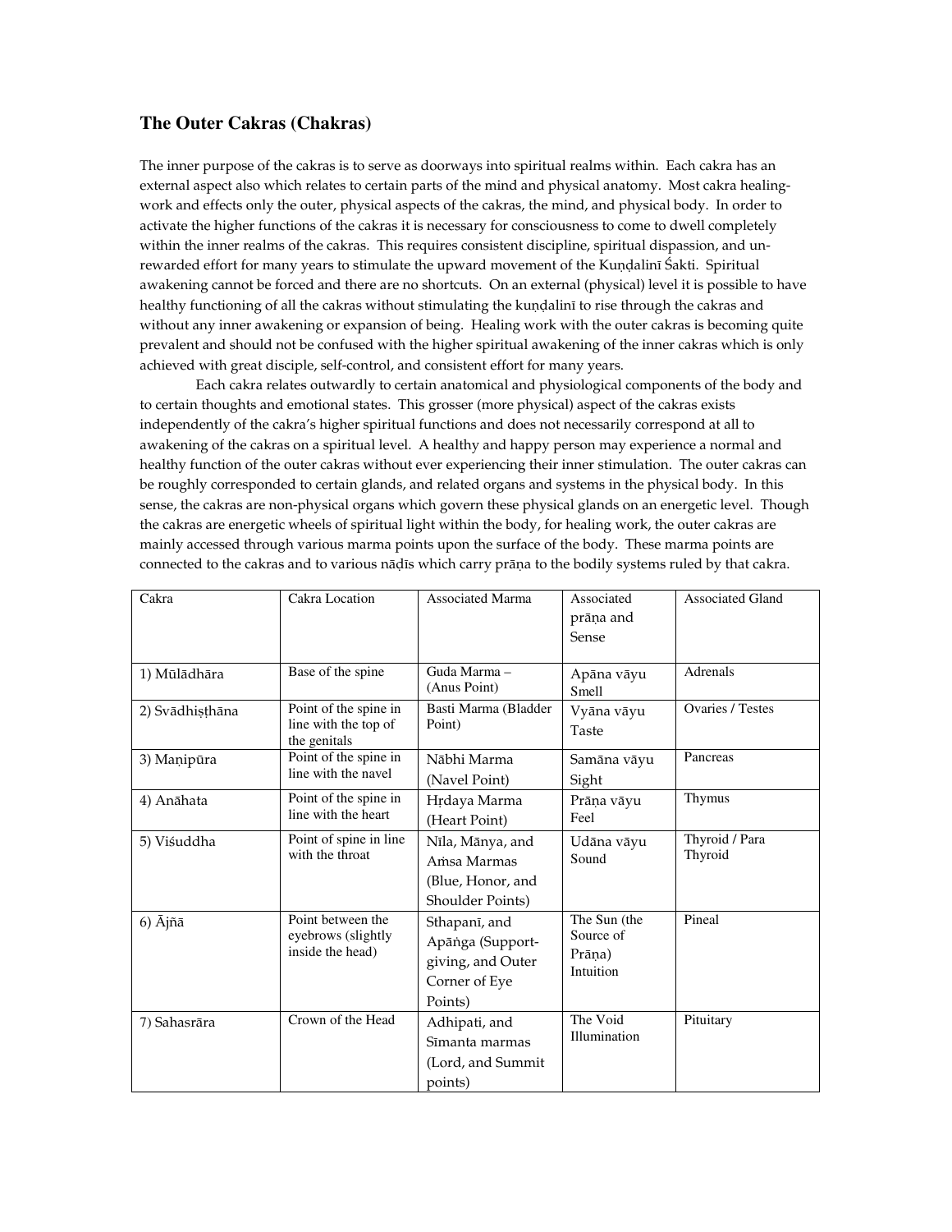## The Outer Cakras (Chakras)

The inner purpose of the cakras is to serve as doorways into spiritual realms within. Each cakra has an external aspect also which relates to certain parts of the mind and physical anatomy. Most cakra healing-work and effects only the outer, physical aspects of the cakras, the mind, and physical body. In order to activate the higher functions of the cakras it is necessary for consciousness to come to dwell completely within the inner realms of the cakras. This requires consistent discipline, spiritual dispassion, and un-rewarded effort for many years to stimulate the upward movement of the Kuṇḍalinī Śakti. Spiritual awakening cannot be forced and there are no shortcuts. On an external (physical) level it is possible to have healthy functioning of all the cakras without stimulating the kuṇḍalinī to rise through the cakras and without any inner awakening or expansion of being. Healing work with the outer cakras is becoming quite prevalent and should not be confused with the higher spiritual awakening of the inner cakras which is only achieved with great disciple, self-control, and consistent effort for many years.

Each cakra relates outwardly to certain anatomical and physiological components of the body and to certain thoughts and emotional states. This grosser (more physical) aspect of the cakras exists independently of the cakra's higher spiritual functions and does not necessarily correspond at all to awakening of the cakras on a spiritual level. A healthy and happy person may experience a normal and healthy function of the outer cakras without ever experiencing their inner stimulation. The outer cakras can be roughly corresponded to certain glands, and related organs and systems in the physical body. In this sense, the cakras are non-physical organs which govern these physical glands on an energetic level. Though the cakras are energetic wheels of spiritual light within the body, for healing work, the outer cakras are mainly accessed through various marma points upon the surface of the body. These marma points are connected to the cakras and to various nāḍīs which carry prāṇa to the bodily systems ruled by that cakra.

| Cakra | Cakra Location | Associated Marma | Associated prāṇa and Sense | Associated Gland |
|---|---|---|---|---|
| 1) Mūlādhāra | Base of the spine | Guda Marma – (Anus Point) | Apāna vāyu Smell | Adrenals |
| 2) Svādhiṣṭhāna | Point of the spine in line with the top of the genitals | Basti Marma (Bladder Point) | Vyāna vāyu Taste | Ovaries / Testes |
| 3) Maṇipūra | Point of the spine in line with the navel | Nābhi Marma (Navel Point) | Samāna vāyu Sight | Pancreas |
| 4) Anāhata | Point of the spine in line with the heart | Hṛdaya Marma (Heart Point) | Prāṇa vāyu Feel | Thymus |
| 5) Viśuddha | Point of spine in line with the throat | Nīla, Mānya, and Aṁsa Marmas (Blue, Honor, and Shoulder Points) | Udāna vāyu Sound | Thyroid / Para Thyroid |
| 6) Ājñā | Point between the eyebrows (slightly inside the head) | Sthapanī, and Apāṅga (Support-giving, and Outer Corner of Eye Points) | The Sun (the Source of Prāṇa) Intuition | Pineal |
| 7) Sahasrāra | Crown of the Head | Adhipati, and Sīmanta marmas (Lord, and Summit points) | The Void Illumination | Pituitary |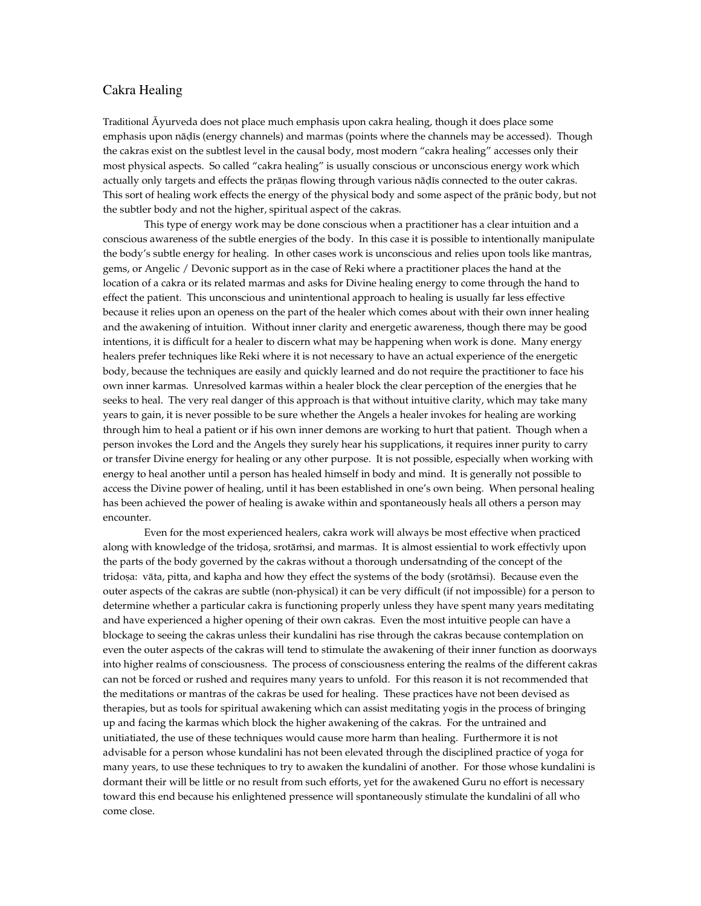## Cakra Healing

Traditional Āyurveda does not place much emphasis upon cakra healing, though it does place some emphasis upon nāḍīs (energy channels) and marmas (points where the channels may be accessed). Though the cakras exist on the subtlest level in the causal body, most modern "cakra healing" accesses only their most physical aspects. So called "cakra healing" is usually conscious or unconscious energy work which actually only targets and effects the prāṇas flowing through various nāḍīs connected to the outer cakras. This sort of healing work effects the energy of the physical body and some aspect of the prāṇic body, but not the subtler body and not the higher, spiritual aspect of the cakras.

This type of energy work may be done conscious when a practitioner has a clear intuition and a conscious awareness of the subtle energies of the body. In this case it is possible to intentionally manipulate the body's subtle energy for healing. In other cases work is unconscious and relies upon tools like mantras, gems, or Angelic / Devonic support as in the case of Reki where a practitioner places the hand at the location of a cakra or its related marmas and asks for Divine healing energy to come through the hand to effect the patient. This unconscious and unintentional approach to healing is usually far less effective because it relies upon an openess on the part of the healer which comes about with their own inner healing and the awakening of intuition. Without inner clarity and energetic awareness, though there may be good intentions, it is difficult for a healer to discern what may be happening when work is done. Many energy healers prefer techniques like Reki where it is not necessary to have an actual experience of the energetic body, because the techniques are easily and quickly learned and do not require the practitioner to face his own inner karmas. Unresolved karmas within a healer block the clear perception of the energies that he seeks to heal. The very real danger of this approach is that without intuitive clarity, which may take many years to gain, it is never possible to be sure whether the Angels a healer invokes for healing are working through him to heal a patient or if his own inner demons are working to hurt that patient. Though when a person invokes the Lord and the Angels they surely hear his supplications, it requires inner purity to carry or transfer Divine energy for healing or any other purpose. It is not possible, especially when working with energy to heal another until a person has healed himself in body and mind. It is generally not possible to access the Divine power of healing, until it has been established in one's own being. When personal healing has been achieved the power of healing is awake within and spontaneously heals all others a person may encounter.

Even for the most experienced healers, cakra work will always be most effective when practiced along with knowledge of the tridoṣa, srotāṁsi, and marmas. It is almost essiential to work effectivly upon the parts of the body governed by the cakras without a thorough undersatnding of the concept of the tridoṣa: vāta, pitta, and kapha and how they effect the systems of the body (srotāṁsi). Because even the outer aspects of the cakras are subtle (non-physical) it can be very difficult (if not impossible) for a person to determine whether a particular cakra is functioning properly unless they have spent many years meditating and have experienced a higher opening of their own cakras. Even the most intuitive people can have a blockage to seeing the cakras unless their kundalini has rise through the cakras because contemplation on even the outer aspects of the cakras will tend to stimulate the awakening of their inner function as doorways into higher realms of consciousness. The process of consciousness entering the realms of the different cakras can not be forced or rushed and requires many years to unfold. For this reason it is not recommended that the meditations or mantras of the cakras be used for healing. These practices have not been devised as therapies, but as tools for spiritual awakening which can assist meditating yogis in the process of bringing up and facing the karmas which block the higher awakening of the cakras. For the untrained and unitiatiated, the use of these techniques would cause more harm than healing. Furthermore it is not advisable for a person whose kundalini has not been elevated through the disciplined practice of yoga for many years, to use these techniques to try to awaken the kundalini of another. For those whose kundalini is dormant their will be little or no result from such efforts, yet for the awakened Guru no effort is necessary toward this end because his enlightened pressence will spontaneously stimulate the kundalini of all who come close.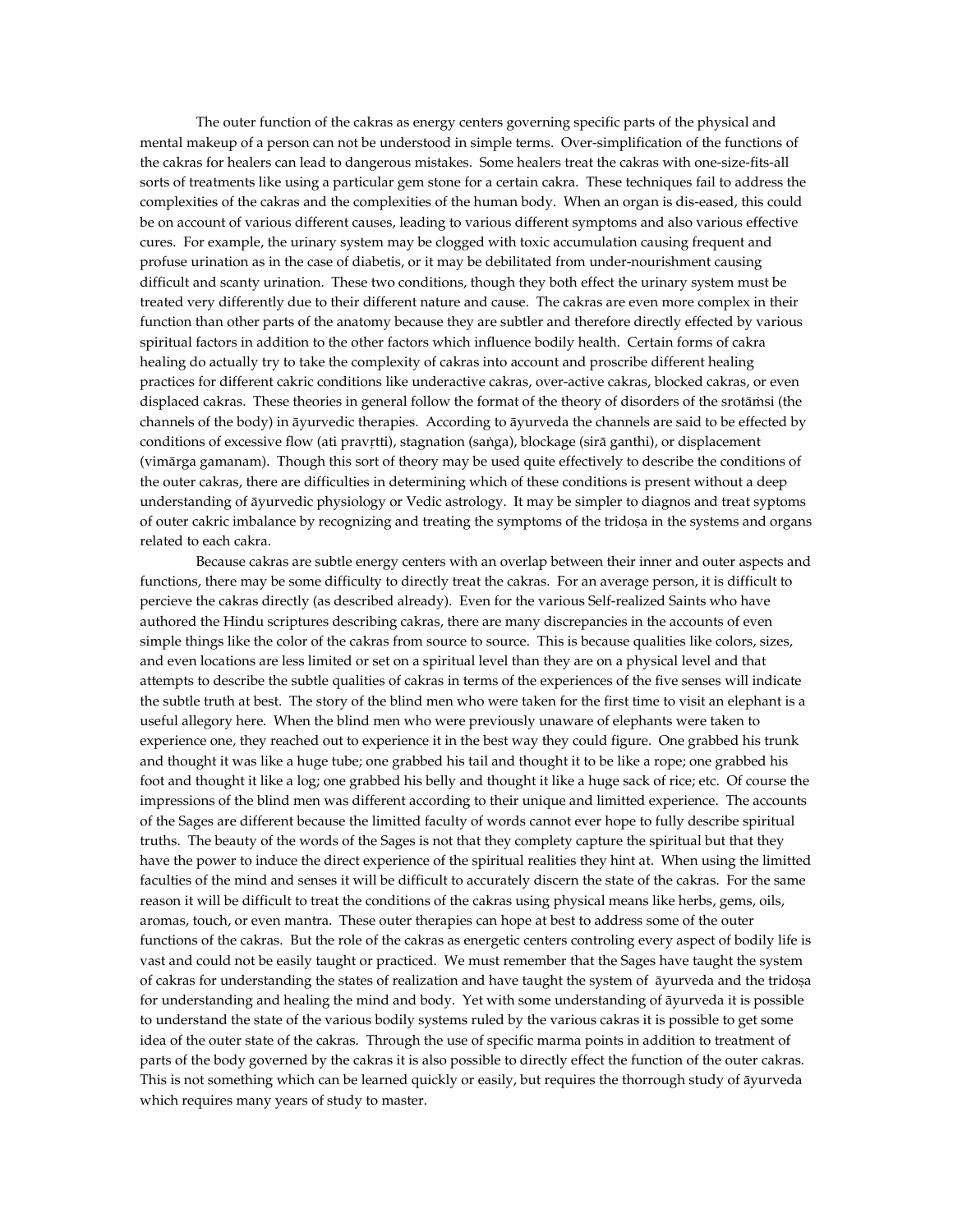The outer function of the cakras as energy centers governing specific parts of the physical and mental makeup of a person can not be understood in simple terms. Over-simplification of the functions of the cakras for healers can lead to dangerous mistakes. Some healers treat the cakras with one-size-fits-all sorts of treatments like using a particular gem stone for a certain cakra. These techniques fail to address the complexities of the cakras and the complexities of the human body. When an organ is dis-eased, this could be on account of various different causes, leading to various different symptoms and also various effective cures. For example, the urinary system may be clogged with toxic accumulation causing frequent and profuse urination as in the case of diabetis, or it may be debilitated from under-nourishment causing difficult and scanty urination. These two conditions, though they both effect the urinary system must be treated very differently due to their different nature and cause. The cakras are even more complex in their function than other parts of the anatomy because they are subtler and therefore directly effected by various spiritual factors in addition to the other factors which influence bodily health. Certain forms of cakra healing do actually try to take the complexity of cakras into account and proscribe different healing practices for different cakric conditions like underactive cakras, over-active cakras, blocked cakras, or even displaced cakras. These theories in general follow the format of the theory of disorders of the srotāṁsi (the channels of the body) in āyurvedic therapies. According to āyurveda the channels are said to be effected by conditions of excessive flow (ati pravṛtti), stagnation (saṅga), blockage (sirā ganthi), or displacement (vimārga gamanam). Though this sort of theory may be used quite effectively to describe the conditions of the outer cakras, there are difficulties in determining which of these conditions is present without a deep understanding of āyurvedic physiology or Vedic astrology. It may be simpler to diagnos and treat syptoms of outer cakric imbalance by recognizing and treating the symptoms of the tridoṣa in the systems and organs related to each cakra.

Because cakras are subtle energy centers with an overlap between their inner and outer aspects and functions, there may be some difficulty to directly treat the cakras. For an average person, it is difficult to percieve the cakras directly (as described already). Even for the various Self-realized Saints who have authored the Hindu scriptures describing cakras, there are many discrepancies in the accounts of even simple things like the color of the cakras from source to source. This is because qualities like colors, sizes, and even locations are less limited or set on a spiritual level than they are on a physical level and that attempts to describe the subtle qualities of cakras in terms of the experiences of the five senses will indicate the subtle truth at best. The story of the blind men who were taken for the first time to visit an elephant is a useful allegory here. When the blind men who were previously unaware of elephants were taken to experience one, they reached out to experience it in the best way they could figure. One grabbed his trunk and thought it was like a huge tube; one grabbed his tail and thought it to be like a rope; one grabbed his foot and thought it like a log; one grabbed his belly and thought it like a huge sack of rice; etc. Of course the impressions of the blind men was different according to their unique and limitted experience. The accounts of the Sages are different because the limitted faculty of words cannot ever hope to fully describe spiritual truths. The beauty of the words of the Sages is not that they complety capture the spiritual but that they have the power to induce the direct experience of the spiritual realities they hint at. When using the limitted faculties of the mind and senses it will be difficult to accurately discern the state of the cakras. For the same reason it will be difficult to treat the conditions of the cakras using physical means like herbs, gems, oils, aromas, touch, or even mantra. These outer therapies can hope at best to address some of the outer functions of the cakras. But the role of the cakras as energetic centers controling every aspect of bodily life is vast and could not be easily taught or practiced. We must remember that the Sages have taught the system of cakras for understanding the states of realization and have taught the system of āyurveda and the tridoṣa for understanding and healing the mind and body. Yet with some understanding of āyurveda it is possible to understand the state of the various bodily systems ruled by the various cakras it is possible to get some idea of the outer state of the cakras. Through the use of specific marma points in addition to treatment of parts of the body governed by the cakras it is also possible to directly effect the function of the outer cakras. This is not something which can be learned quickly or easily, but requires the thorrough study of āyurveda which requires many years of study to master.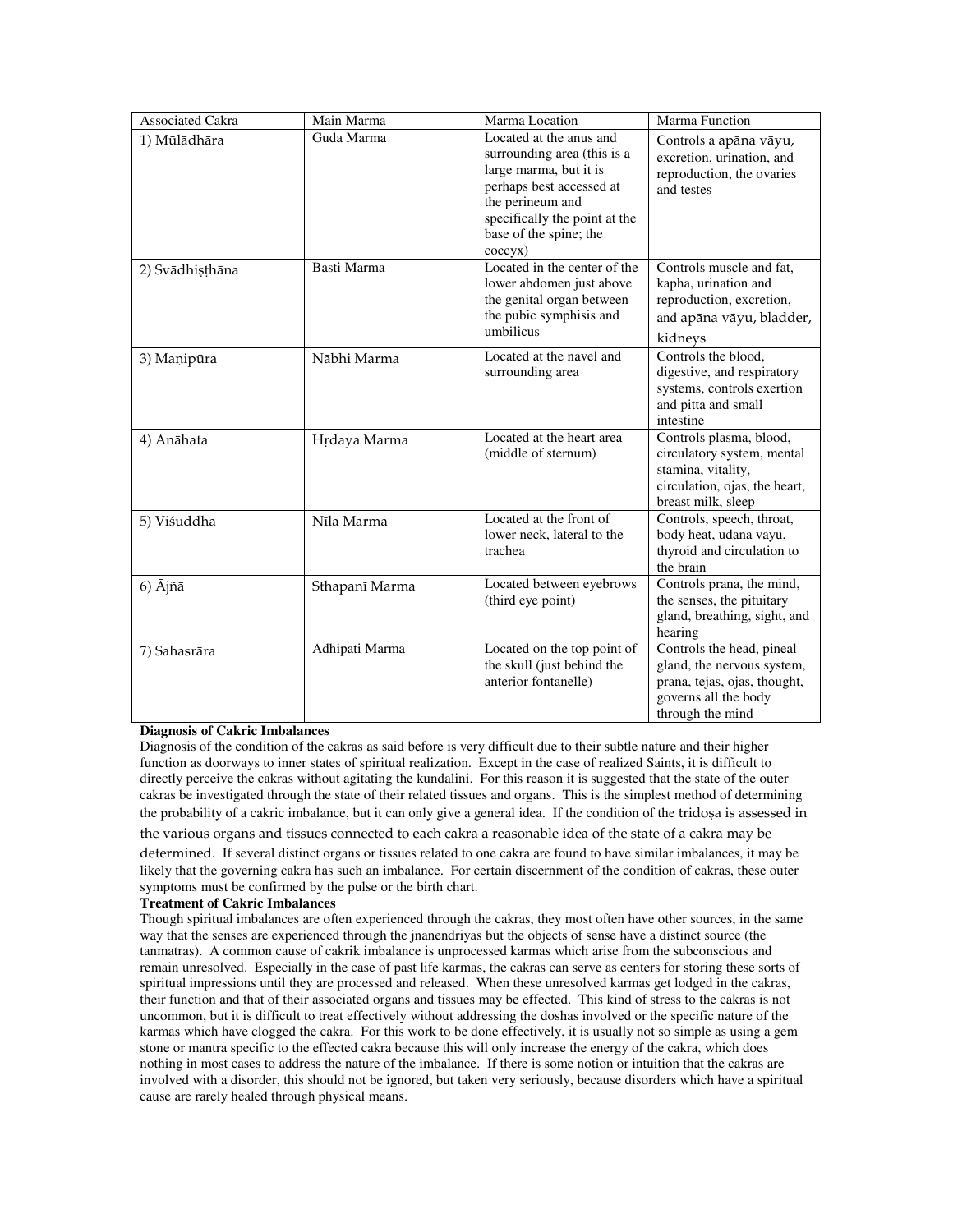| Associated Cakra | Main Marma | Marma Location | Marma Function |
| --- | --- | --- | --- |
| 1) Mūlādhāra | Guda Marma | Located at the anus and surrounding area (this is a large marma, but it is perhaps best accessed at the perineum and specifically the point at the base of the spine; the coccyx) | Controls a apāna vāyu, excretion, urination, and reproduction, the ovaries and testes |
| 2) Svādhiṣṭhāna | Basti Marma | Located in the center of the lower abdomen just above the genital organ between the pubic symphisis and umbilicus | Controls muscle and fat, kapha, urination and reproduction, excretion, and apāna vāyu, bladder, kidneys |
| 3) Maṇipūra | Nābhi Marma | Located at the navel and surrounding area | Controls the blood, digestive, and respiratory systems, controls exertion and pitta and small intestine |
| 4) Anāhata | Hṛdaya Marma | Located at the heart area (middle of sternum) | Controls plasma, blood, circulatory system, mental stamina, vitality, circulation, ojas, the heart, breast milk, sleep |
| 5) Viśuddha | Nīla Marma | Located at the front of lower neck, lateral to the trachea | Controls, speech, throat, body heat, udana vayu, thyroid and circulation to the brain |
| 6) Ājñā | Sthapanī Marma | Located between eyebrows (third eye point) | Controls prana, the mind, the senses, the pituitary gland, breathing, sight, and hearing |
| 7) Sahasrāra | Adhipati Marma | Located on the top point of the skull (just behind the anterior fontanelle) | Controls the head, pineal gland, the nervous system, prana, tejas, ojas, thought, governs all the body through the mind |

**Diagnosis of Cakric Imbalances**

Diagnosis of the condition of the cakras as said before is very difficult due to their subtle nature and their higher function as doorways to inner states of spiritual realization. Except in the case of realized Saints, it is difficult to directly perceive the cakras without agitating the kundalini. For this reason it is suggested that the state of the outer cakras be investigated through the state of their related tissues and organs. This is the simplest method of determining the probability of a cakric imbalance, but it can only give a general idea. If the condition of the tridoṣa is assessed in the various organs and tissues connected to each cakra a reasonable idea of the state of a cakra may be determined. If several distinct organs or tissues related to one cakra are found to have similar imbalances, it may be likely that the governing cakra has such an imbalance. For certain discernment of the condition of cakras, these outer symptoms must be confirmed by the pulse or the birth chart.

**Treatment of Cakric Imbalances**

Though spiritual imbalances are often experienced through the cakras, they most often have other sources, in the same way that the senses are experienced through the jnanendriyas but the objects of sense have a distinct source (the tanmatras). A common cause of cakrik imbalance is unprocessed karmas which arise from the subconscious and remain unresolved. Especially in the case of past life karmas, the cakras can serve as centers for storing these sorts of spiritual impressions until they are processed and released. When these unresolved karmas get lodged in the cakras, their function and that of their associated organs and tissues may be effected. This kind of stress to the cakras is not uncommon, but it is difficult to treat effectively without addressing the doshas involved or the specific nature of the karmas which have clogged the cakra. For this work to be done effectively, it is usually not so simple as using a gem stone or mantra specific to the effected cakra because this will only increase the energy of the cakra, which does nothing in most cases to address the nature of the imbalance. If there is some notion or intuition that the cakras are involved with a disorder, this should not be ignored, but taken very seriously, because disorders which have a spiritual cause are rarely healed through physical means.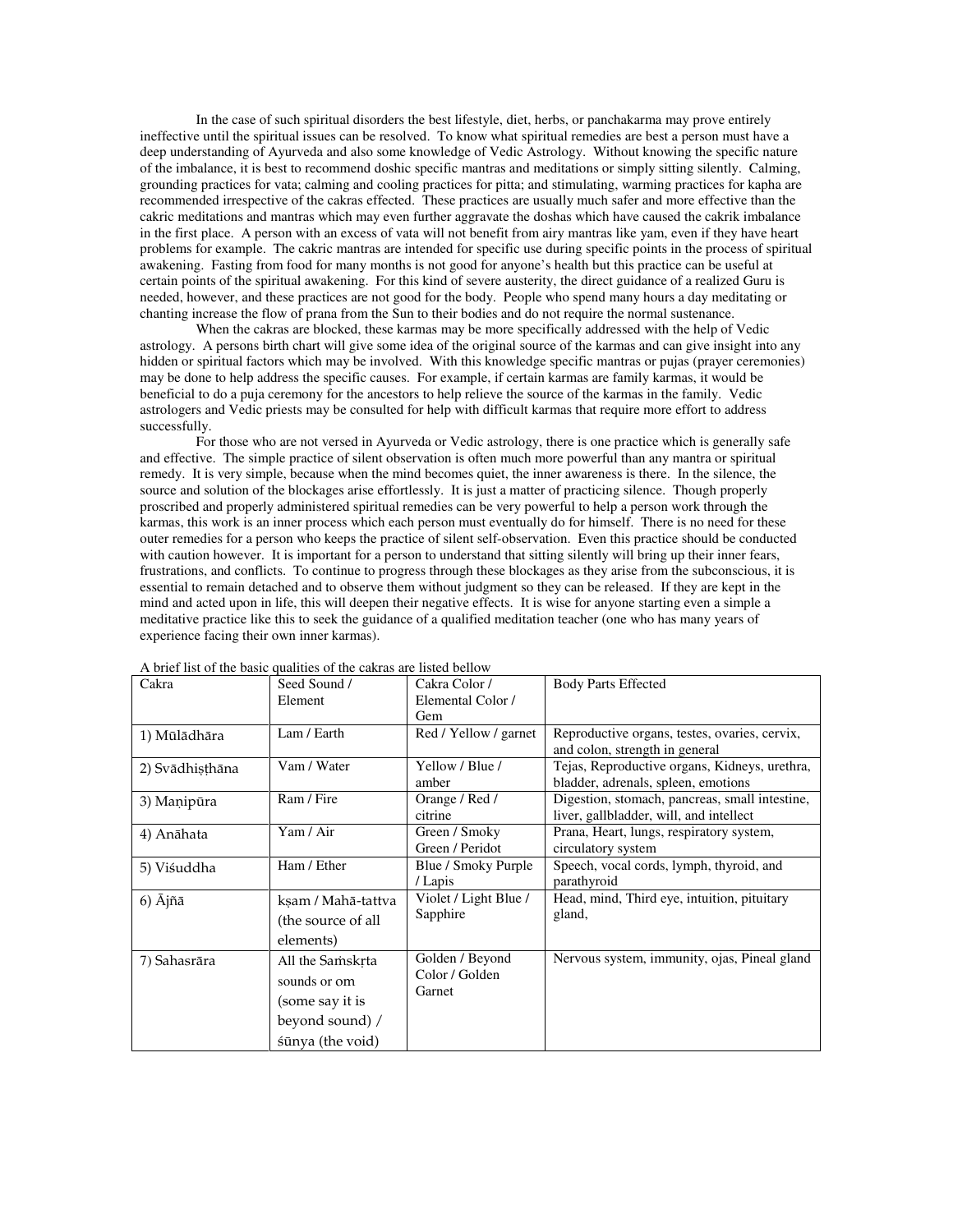In the case of such spiritual disorders the best lifestyle, diet, herbs, or panchakarma may prove entirely ineffective until the spiritual issues can be resolved. To know what spiritual remedies are best a person must have a deep understanding of Ayurveda and also some knowledge of Vedic Astrology. Without knowing the specific nature of the imbalance, it is best to recommend doshic specific mantras and meditations or simply sitting silently. Calming, grounding practices for vata; calming and cooling practices for pitta; and stimulating, warming practices for kapha are recommended irrespective of the cakras effected. These practices are usually much safer and more effective than the cakric meditations and mantras which may even further aggravate the doshas which have caused the cakrik imbalance in the first place. A person with an excess of vata will not benefit from airy mantras like yam, even if they have heart problems for example. The cakric mantras are intended for specific use during specific points in the process of spiritual awakening. Fasting from food for many months is not good for anyone's health but this practice can be useful at certain points of the spiritual awakening. For this kind of severe austerity, the direct guidance of a realized Guru is needed, however, and these practices are not good for the body. People who spend many hours a day meditating or chanting increase the flow of prana from the Sun to their bodies and do not require the normal sustenance.

When the cakras are blocked, these karmas may be more specifically addressed with the help of Vedic astrology. A persons birth chart will give some idea of the original source of the karmas and can give insight into any hidden or spiritual factors which may be involved. With this knowledge specific mantras or pujas (prayer ceremonies) may be done to help address the specific causes. For example, if certain karmas are family karmas, it would be beneficial to do a puja ceremony for the ancestors to help relieve the source of the karmas in the family. Vedic astrologers and Vedic priests may be consulted for help with difficult karmas that require more effort to address successfully.

For those who are not versed in Ayurveda or Vedic astrology, there is one practice which is generally safe and effective. The simple practice of silent observation is often much more powerful than any mantra or spiritual remedy. It is very simple, because when the mind becomes quiet, the inner awareness is there. In the silence, the source and solution of the blockages arise effortlessly. It is just a matter of practicing silence. Though properly proscribed and properly administered spiritual remedies can be very powerful to help a person work through the karmas, this work is an inner process which each person must eventually do for himself. There is no need for these outer remedies for a person who keeps the practice of silent self-observation. Even this practice should be conducted with caution however. It is important for a person to understand that sitting silently will bring up their inner fears, frustrations, and conflicts. To continue to progress through these blockages as they arise from the subconscious, it is essential to remain detached and to observe them without judgment so they can be released. If they are kept in the mind and acted upon in life, this will deepen their negative effects. It is wise for anyone starting even a simple a meditative practice like this to seek the guidance of a qualified meditation teacher (one who has many years of experience facing their own inner karmas).

A brief list of the basic qualities of the cakras are listed bellow

| Cakra | Seed Sound / Element | Cakra Color / Elemental Color / Gem | Body Parts Effected |
|---|---|---|---|
| 1) Mūlādhāra | Lam / Earth | Red / Yellow / garnet | Reproductive organs, testes, ovaries, cervix, and colon, strength in general |
| 2) Svādhiṣṭhāna | Vam / Water | Yellow / Blue / amber | Tejas, Reproductive organs, Kidneys, urethra, bladder, adrenals, spleen, emotions |
| 3) Maṇipūra | Ram / Fire | Orange / Red / citrine | Digestion, stomach, pancreas, small intestine, liver, gallbladder, will, and intellect |
| 4) Anāhata | Yam / Air | Green / Smoky Green / Peridot | Prana, Heart, lungs, respiratory system, circulatory system |
| 5) Viśuddha | Ham / Ether | Blue / Smoky Purple / Lapis | Speech, vocal cords, lymph, thyroid, and parathyroid |
| 6) Ājñā | kṣam / Mahā-tattva (the source of all elements) | Violet / Light Blue / Sapphire | Head, mind, Third eye, intuition, pituitary gland, |
| 7) Sahasrāra | All the Saṁskṛta sounds or om (some say it is beyond sound) / śūnya (the void) | Golden / Beyond Color / Golden Garnet | Nervous system, immunity, ojas, Pineal gland |